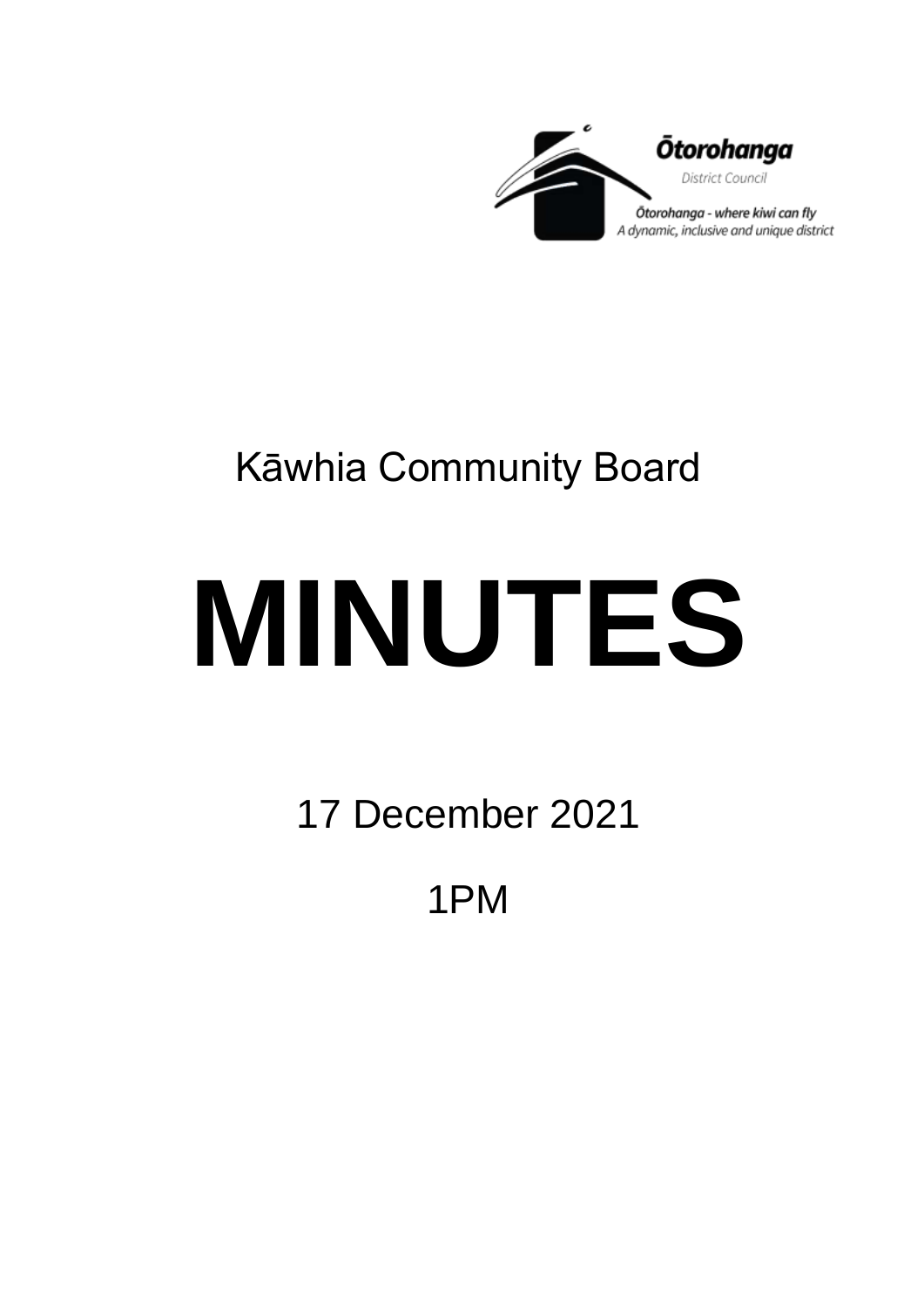Ōtorohanga

District Council

Ōtorohanga - where kiwi can fly

A dynamic, inclusive and unique district

Kāwhia Community Board

# MINUTES

17 December 2021

1PM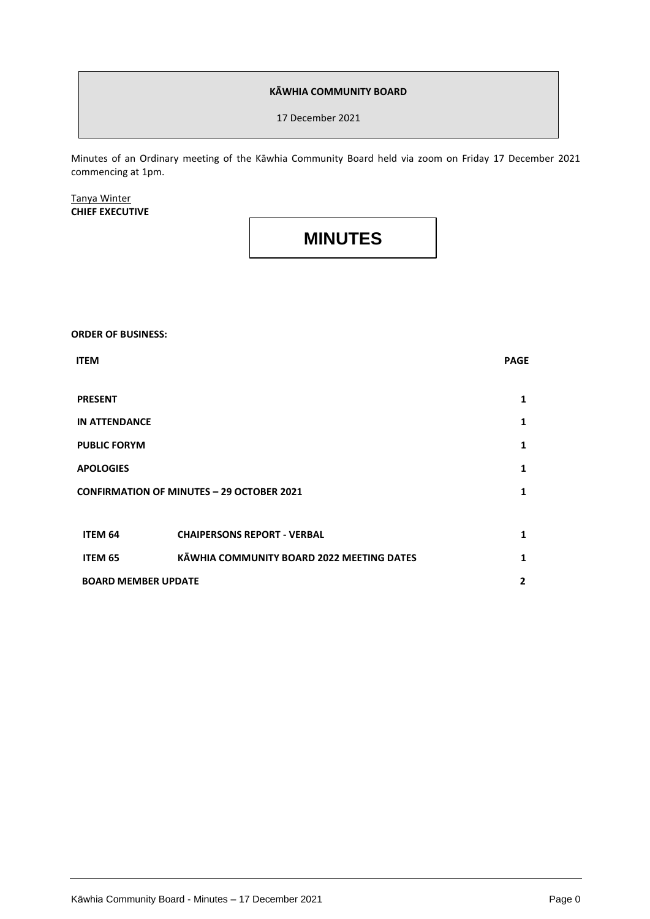**KĀWHIA COMMUNITY BOARD**

17 December 2021

Minutes of an Ordinary meeting of the Kāwhia Community Board held via zoom on Friday 17 December 2021 commencing at 1pm.

Tanya Winter
**CHIEF EXECUTIVE**

# MINUTES

**ORDER OF BUSINESS:**

| ITEM | | PAGE |
|---|---|---|
| **PRESENT** | | **1** |
| **IN ATTENDANCE** | | **1** |
| **PUBLIC FORYM** | | **1** |
| **APOLOGIES** | | **1** |
| **CONFIRMATION OF MINUTES – 29 OCTOBER 2021** | | **1** |
| **ITEM 64** | **CHAIPERSONS REPORT - VERBAL** | **1** |
| **ITEM 65** | **KĀWHIA COMMUNITY BOARD 2022 MEETING DATES** | **1** |
| **BOARD MEMBER UPDATE** | | **2** |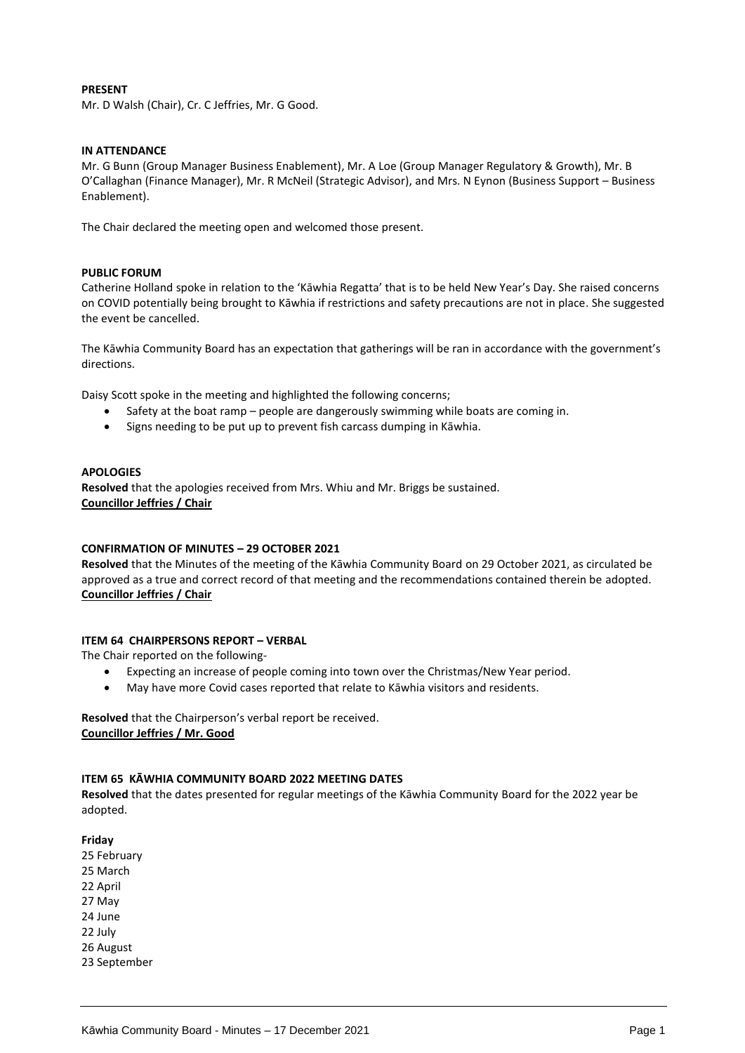**PRESENT**

Mr. D Walsh (Chair), Cr. C Jeffries, Mr. G Good.

**IN ATTENDANCE**

Mr. G Bunn (Group Manager Business Enablement), Mr. A Loe (Group Manager Regulatory & Growth), Mr. B O'Callaghan (Finance Manager), Mr. R McNeil (Strategic Advisor), and Mrs. N Eynon (Business Support – Business Enablement).

The Chair declared the meeting open and welcomed those present.

**PUBLIC FORUM**

Catherine Holland spoke in relation to the 'Kāwhia Regatta' that is to be held New Year's Day. She raised concerns on COVID potentially being brought to Kāwhia if restrictions and safety precautions are not in place. She suggested the event be cancelled.

The Kāwhia Community Board has an expectation that gatherings will be ran in accordance with the government's directions.

Daisy Scott spoke in the meeting and highlighted the following concerns;

- Safety at the boat ramp – people are dangerously swimming while boats are coming in.
- Signs needing to be put up to prevent fish carcass dumping in Kāwhia.

**APOLOGIES**

**Resolved** that the apologies received from Mrs. Whiu and Mr. Briggs be sustained.
**Councillor Jeffries / Chair**

**CONFIRMATION OF MINUTES – 29 OCTOBER 2021**

**Resolved** that the Minutes of the meeting of the Kāwhia Community Board on 29 October 2021, as circulated be approved as a true and correct record of that meeting and the recommendations contained therein be adopted.
**Councillor Jeffries / Chair**

**ITEM 64 CHAIRPERSONS REPORT – VERBAL**

The Chair reported on the following-

- Expecting an increase of people coming into town over the Christmas/New Year period.
- May have more Covid cases reported that relate to Kāwhia visitors and residents.

**Resolved** that the Chairperson's verbal report be received.
**Councillor Jeffries / Mr. Good**

**ITEM 65 KĀWHIA COMMUNITY BOARD 2022 MEETING DATES**

**Resolved** that the dates presented for regular meetings of the Kāwhia Community Board for the 2022 year be adopted.

**Friday**

25 February
25 March
22 April
27 May
24 June
22 July
26 August
23 September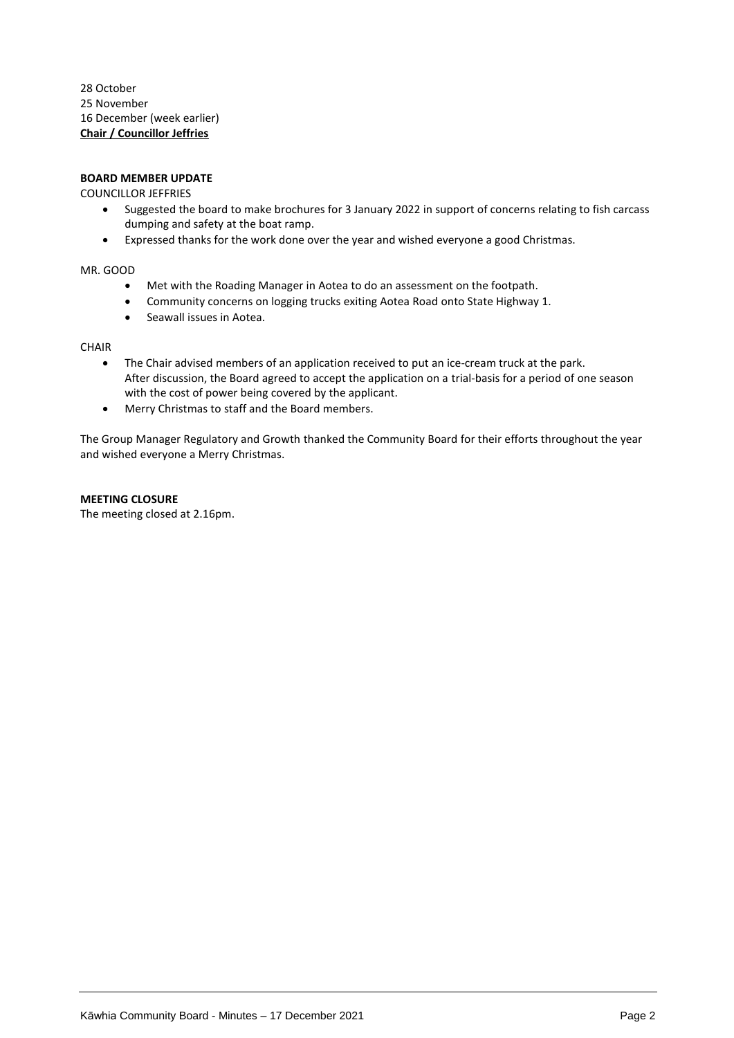28 October
25 November
16 December (week earlier)
**Chair / Councillor Jeffries**

**BOARD MEMBER UPDATE**

COUNCILLOR JEFFRIES

- Suggested the board to make brochures for 3 January 2022 in support of concerns relating to fish carcass dumping and safety at the boat ramp.
- Expressed thanks for the work done over the year and wished everyone a good Christmas.

MR. GOOD

- Met with the Roading Manager in Aotea to do an assessment on the footpath.
- Community concerns on logging trucks exiting Aotea Road onto State Highway 1.
- Seawall issues in Aotea.

CHAIR

- The Chair advised members of an application received to put an ice-cream truck at the park. After discussion, the Board agreed to accept the application on a trial-basis for a period of one season with the cost of power being covered by the applicant.
- Merry Christmas to staff and the Board members.

The Group Manager Regulatory and Growth thanked the Community Board for their efforts throughout the year and wished everyone a Merry Christmas.

**MEETING CLOSURE**

The meeting closed at 2.16pm.